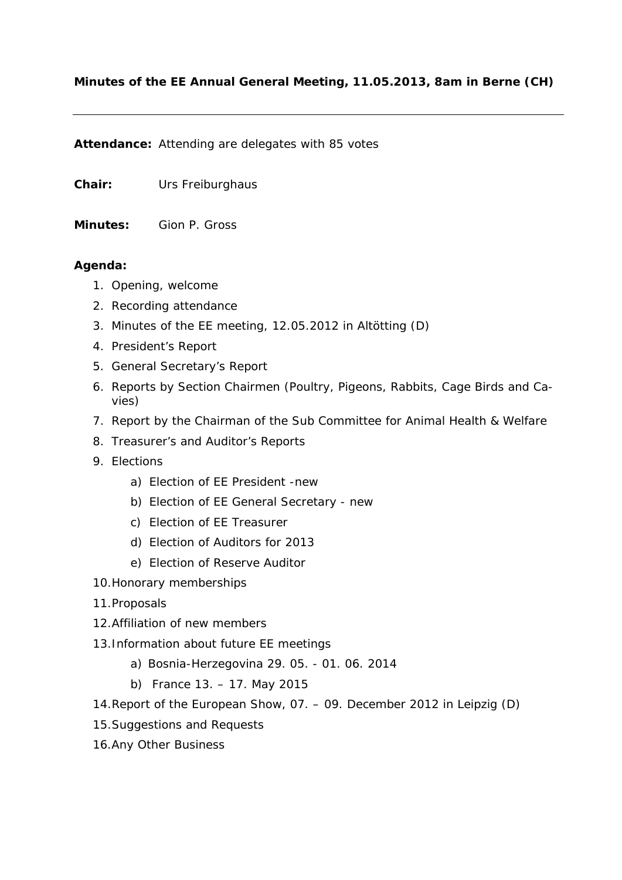**Minutes of the EE Annual General Meeting, 11.05.2013, 8am in Berne (CH)**

---

**Attendance:** Attending are delegates with 85 votes

**Chair:** Urs Freiburghaus

**Minutes:** Gion P. Gross

**Agenda:**

1. Opening, welcome
2. Recording attendance
3. Minutes of the EE meeting, 12.05.2012 in Altötting (D)
4. President's Report
5. General Secretary's Report
6. Reports by Section Chairmen (Poultry, Pigeons, Rabbits, Cage Birds and Cavies)
7. Report by the Chairman of the Sub Committee for Animal Health & Welfare
8. Treasurer's and Auditor's Reports
9. Elections
   a) Election of EE President -new
   b) Election of EE General Secretary - new
   c) Election of EE Treasurer
   d) Election of Auditors for 2013
   e) Election of Reserve Auditor
10. Honorary memberships
11. Proposals
12. Affiliation of new members
13. Information about future EE meetings
    a) Bosnia-Herzegovina 29. 05. - 01. 06. 2014
    b) France 13. – 17. May 2015
14. Report of the European Show, 07. – 09. December 2012 in Leipzig (D)
15. Suggestions and Requests
16. Any Other Business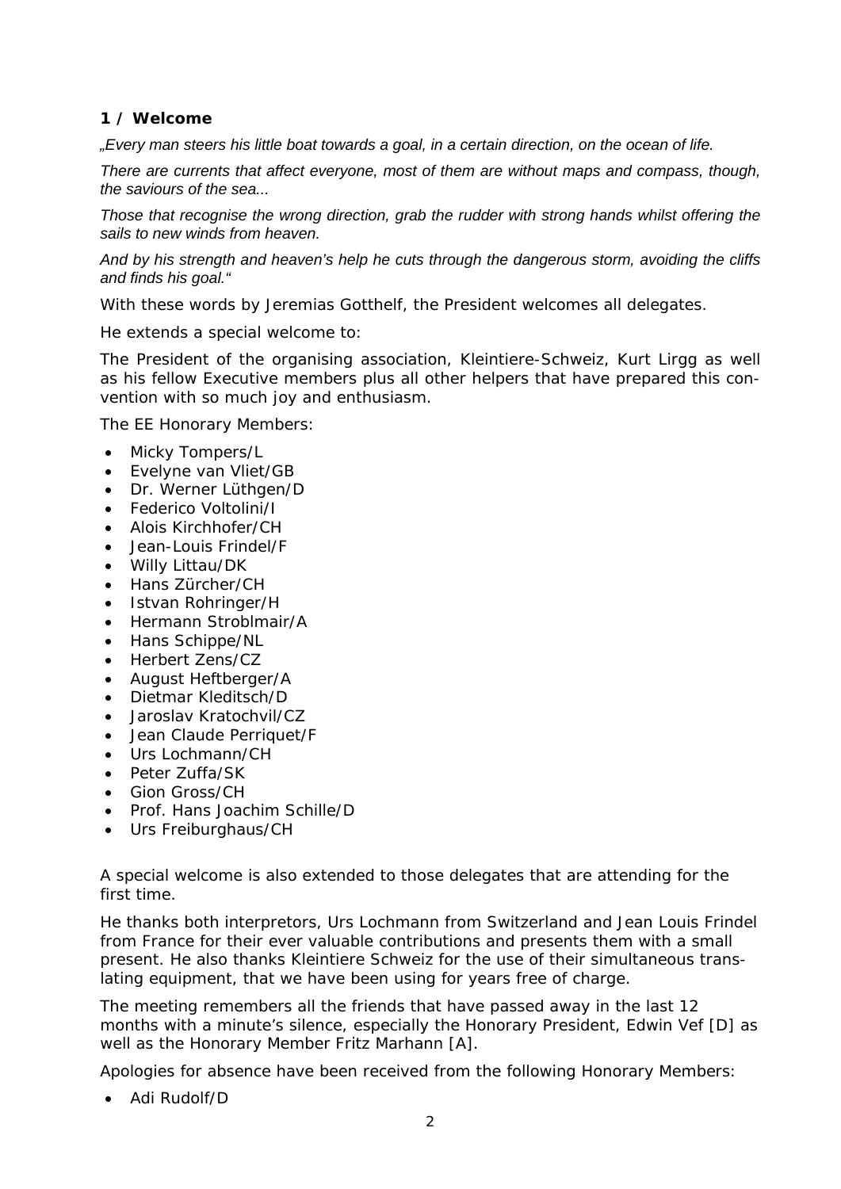**1 / Welcome**

*„Every man steers his little boat towards a goal, in a certain direction, on the ocean of life.*

*There are currents that affect everyone, most of them are without maps and compass, though, the saviours of the sea...*

*Those that recognise the wrong direction, grab the rudder with strong hands whilst offering the sails to new winds from heaven.*

*And by his strength and heaven's help he cuts through the dangerous storm, avoiding the cliffs and finds his goal."*

With these words by Jeremias Gotthelf, the President welcomes all delegates.

He extends a special welcome to:

The President of the organising association, Kleintiere-Schweiz, Kurt Lirgg as well as his fellow Executive members plus all other helpers that have prepared this convention with so much joy and enthusiasm.

The EE Honorary Members:

- Micky Tompers/L
- Evelyne van Vliet/GB
- Dr. Werner Lüthgen/D
- Federico Voltolini/I
- Alois Kirchhofer/CH
- Jean-Louis Frindel/F
- Willy Littau/DK
- Hans Zürcher/CH
- Istvan Rohringer/H
- Hermann Stroblmair/A
- Hans Schippe/NL
- Herbert Zens/CZ
- August Heftberger/A
- Dietmar Kleditsch/D
- Jaroslav Kratochvil/CZ
- Jean Claude Perriquet/F
- Urs Lochmann/CH
- Peter Zuffa/SK
- Gion Gross/CH
- Prof. Hans Joachim Schille/D
- Urs Freiburghaus/CH

A special welcome is also extended to those delegates that are attending for the first time.

He thanks both interpretors, Urs Lochmann from Switzerland and Jean Louis Frindel from France for their ever valuable contributions and presents them with a small present. He also thanks Kleintiere Schweiz for the use of their simultaneous translating equipment, that we have been using for years free of charge.

The meeting remembers all the friends that have passed away in the last 12 months with a minute's silence, especially the Honorary President, Edwin Vef [D] as well as the Honorary Member Fritz Marhann [A].

Apologies for absence have been received from the following Honorary Members:

- Adi Rudolf/D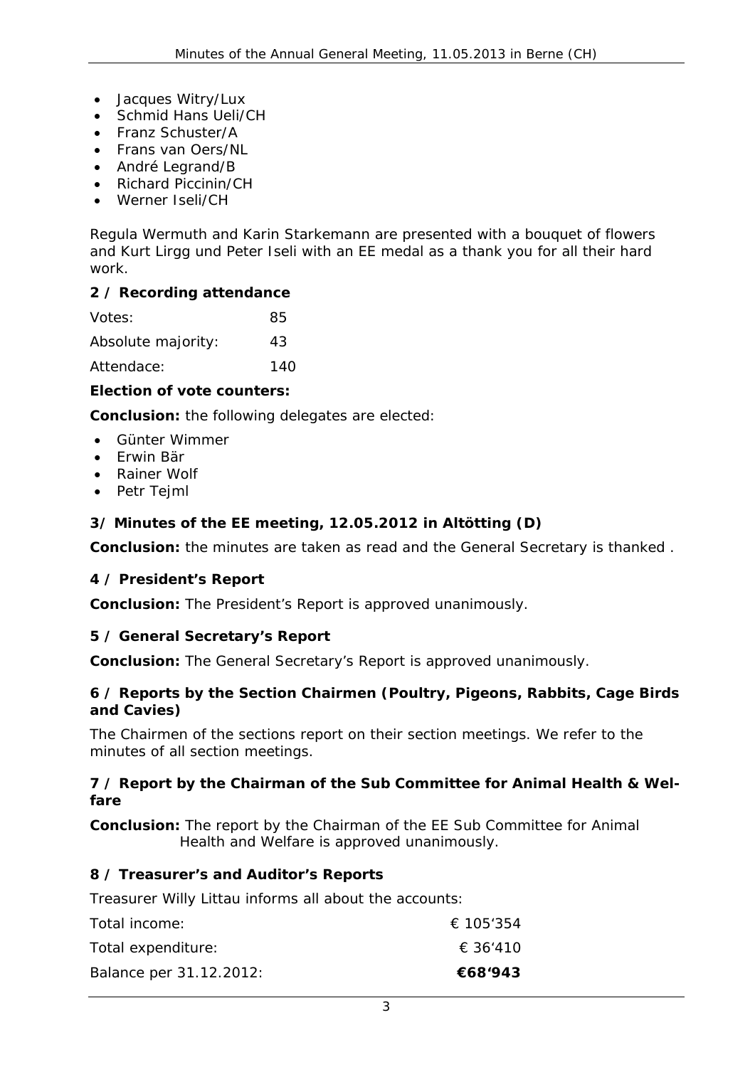- Jacques Witry/Lux
- Schmid Hans Ueli/CH
- Franz Schuster/A
- Frans van Oers/NL
- André Legrand/B
- Richard Piccinin/CH
- Werner Iseli/CH

Regula Wermuth and Karin Starkemann are presented with a bouquet of flowers and Kurt Lirgg und Peter Iseli with an EE medal as a thank you for all their hard work.

### 2 / Recording attendance

| | |
|---|---|
| Votes: | 85 |
| Absolute majority: | 43 |
| Attendace: | 140 |

**Election of vote counters:**

**Conclusion:** the following delegates are elected:

- Günter Wimmer
- Erwin Bär
- Rainer Wolf
- Petr Tejml

### 3/ Minutes of the EE meeting, 12.05.2012 in Altötting (D)

**Conclusion:** the minutes are taken as read and the General Secretary is thanked .

### 4 / President's Report

**Conclusion:** The President's Report is approved unanimously.

### 5 / General Secretary's Report

**Conclusion:** The General Secretary's Report is approved unanimously.

### 6 / Reports by the Section Chairmen (Poultry, Pigeons, Rabbits, Cage Birds and Cavies)

The Chairmen of the sections report on their section meetings. We refer to the minutes of all section meetings.

### 7 / Report by the Chairman of the Sub Committee for Animal Health & Welfare

**Conclusion:** The report by the Chairman of the EE Sub Committee for Animal Health and Welfare is approved unanimously.

### 8 / Treasurer's and Auditor's Reports

Treasurer Willy Littau informs all about the accounts:

| | |
|---|---|
| Total income: | € 105'354 |
| Total expenditure: | € 36'410 |
| Balance per 31.12.2012: | **€68'943** |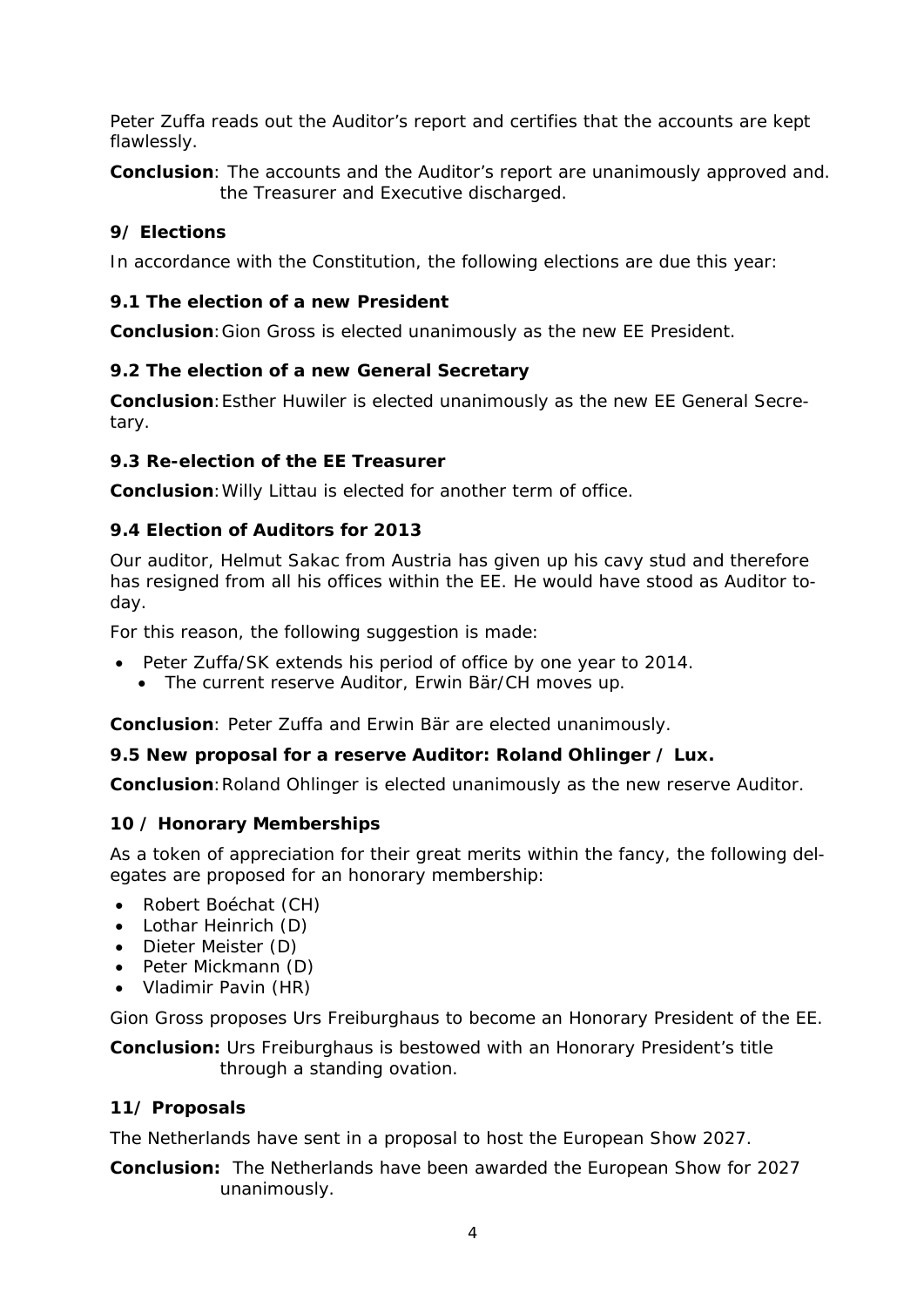Peter Zuffa reads out the Auditor's report and certifies that the accounts are kept flawlessly.

**Conclusion**: The accounts and the Auditor's report are unanimously approved and. the Treasurer and Executive discharged.

## 9/ Elections

In accordance with the Constitution, the following elections are due this year:

### 9.1 The election of a new President

**Conclusion**: Gion Gross is elected unanimously as the new EE President.

### 9.2 The election of a new General Secretary

**Conclusion**: Esther Huwiler is elected unanimously as the new EE General Secretary.

### 9.3 Re-election of the EE Treasurer

**Conclusion**: Willy Littau is elected for another term of office.

### 9.4 Election of Auditors for 2013

Our auditor, Helmut Sakac from Austria has given up his cavy stud and therefore has resigned from all his offices within the EE. He would have stood as Auditor today.

For this reason, the following suggestion is made:

- Peter Zuffa/SK extends his period of office by one year to 2014.
  - The current reserve Auditor, Erwin Bär/CH moves up.

**Conclusion**: Peter Zuffa and Erwin Bär are elected unanimously.

### 9.5 New proposal for a reserve Auditor: Roland Ohlinger / Lux.

**Conclusion**: Roland Ohlinger is elected unanimously as the new reserve Auditor.

## 10 / Honorary Memberships

As a token of appreciation for their great merits within the fancy, the following delegates are proposed for an honorary membership:

- Robert Boéchat (CH)
- Lothar Heinrich (D)
- Dieter Meister (D)
- Peter Mickmann (D)
- Vladimir Pavin (HR)

Gion Gross proposes Urs Freiburghaus to become an Honorary President of the EE.

**Conclusion:** Urs Freiburghaus is bestowed with an Honorary President's title through a standing ovation.

## 11/ Proposals

The Netherlands have sent in a proposal to host the European Show 2027.

**Conclusion:** The Netherlands have been awarded the European Show for 2027 unanimously.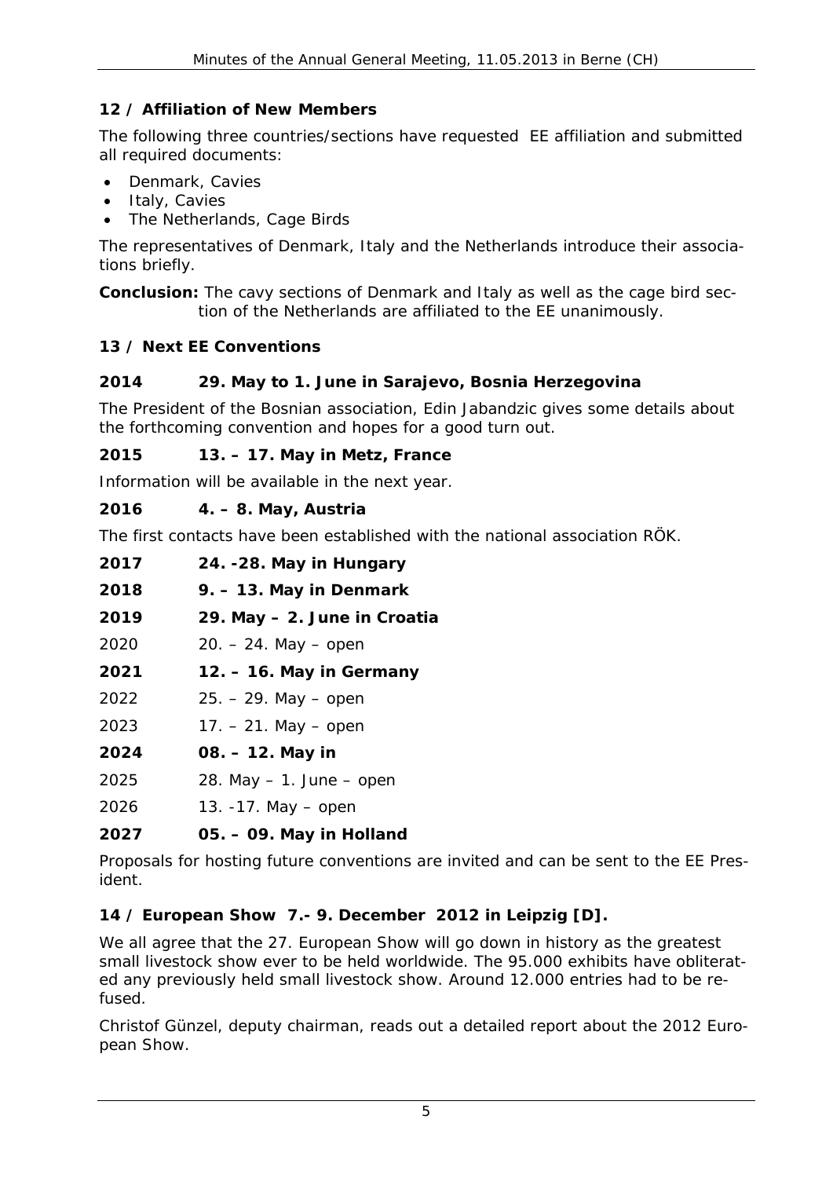## 12 / Affiliation of New Members

The following three countries/sections have requested EE affiliation and submitted all required documents:

- Denmark, Cavies
- Italy, Cavies
- The Netherlands, Cage Birds

The representatives of Denmark, Italy and the Netherlands introduce their associations briefly.

**Conclusion:** The cavy sections of Denmark and Italy as well as the cage bird section of the Netherlands are affiliated to the EE unanimously.

## 13 / Next EE Conventions

**2014 29. May to 1. June in Sarajevo, Bosnia Herzegovina**

The President of the Bosnian association, Edin Jabandzic gives some details about the forthcoming convention and hopes for a good turn out.

**2015 13. – 17. May in Metz, France**

Information will be available in the next year.

**2016 4. – 8. May, Austria**

The first contacts have been established with the national association RÖK.

**2017 24. -28. May in Hungary**

**2018 9. – 13. May in Denmark**

**2019 29. May – 2. June in Croatia**

2020 20. – 24. May – open

**2021 12. – 16. May in Germany**

2022 25. – 29. May – open

2023 17. – 21. May – open

**2024 08. – 12. May in**

2025 28. May – 1. June – open

2026 13. -17. May – open

**2027 05. – 09. May in Holland**

Proposals for hosting future conventions are invited and can be sent to the EE President.

## 14 / European Show 7.- 9. December 2012 in Leipzig [D].

We all agree that the 27. European Show will go down in history as the greatest small livestock show ever to be held worldwide. The 95.000 exhibits have obliterated any previously held small livestock show. Around 12.000 entries had to be refused.

Christof Günzel, deputy chairman, reads out a detailed report about the 2012 European Show.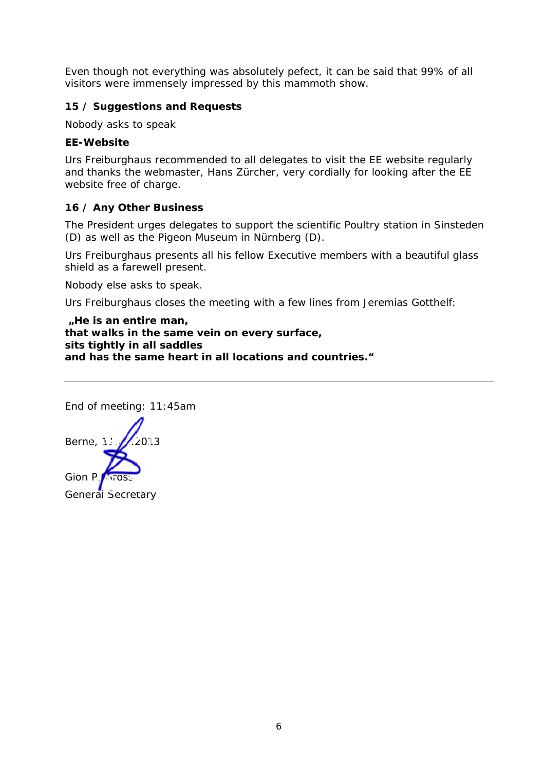Even though not everything was absolutely pefect, it can be said that 99% of all visitors were immensely impressed by this mammoth show.

### 15 / Suggestions and Requests

Nobody asks to speak

### EE-Website

Urs Freiburghaus recommended to all delegates to visit the EE website regularly and thanks the webmaster, Hans Zürcher, very cordially for looking after the EE website free of charge.

### 16 / Any Other Business

The President urges delegates to support the scientific Poultry station in Sinsteden (D) as well as the Pigeon Museum in Nürnberg (D).

Urs Freiburghaus presents all his fellow Executive members with a beautiful glass shield as a farewell present.

Nobody else asks to speak.

Urs Freiburghaus closes the meeting with a few lines from Jeremias Gotthelf:

**„He is an entire man,
that walks in the same vein on every surface,
sits tightly in all saddles
and has the same heart in all locations and countries.“**

---

End of meeting: 11:45am

Berne, 11.//.2013

Gion P. Gross
General Secretary